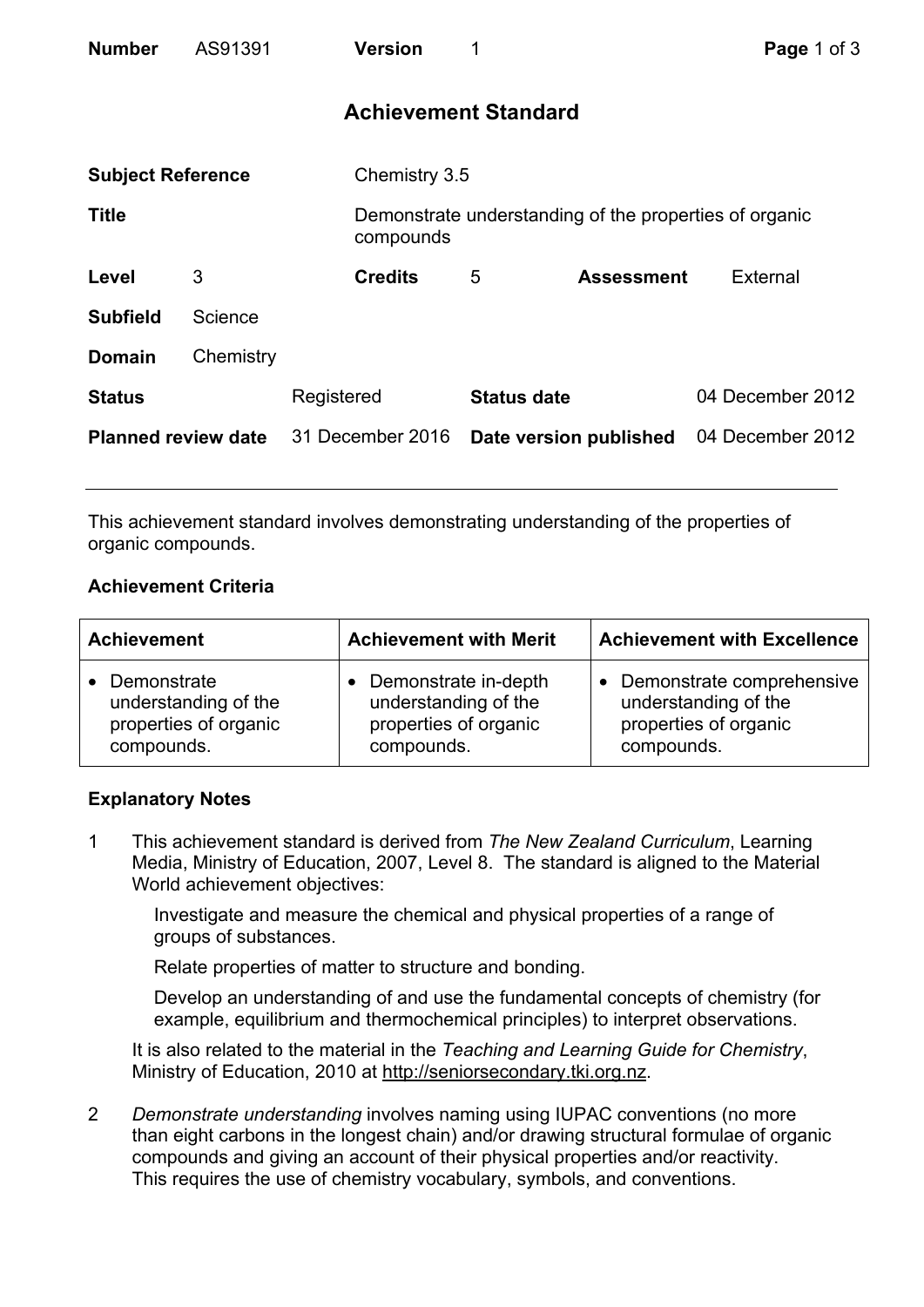| **Number** | AS91391 | **Version** | 1 |
|---|---|---|---|

# Achievement Standard

| | | | |
|---|---|---|---|
| **Subject Reference** | Chemistry 3.5 | | |
| **Title** | Demonstrate understanding of the properties of organic compounds | | |
| **Level** 3 | **Credits** 5 | **Assessment** | External |
| **Subfield** | Science | | |
| **Domain** | Chemistry | | |
| **Status** Registered | | **Status date** | 04 December 2012 |
| **Planned review date** 31 December 2016 | | **Date version published** | 04 December 2012 |

This achievement standard involves demonstrating understanding of the properties of organic compounds.

## Achievement Criteria

| Achievement | Achievement with Merit | Achievement with Excellence |
|---|---|---|
| • Demonstrate understanding of the properties of organic compounds. | • Demonstrate in-depth understanding of the properties of organic compounds. | • Demonstrate comprehensive understanding of the properties of organic compounds. |

## Explanatory Notes

1 This achievement standard is derived from *The New Zealand Curriculum*, Learning Media, Ministry of Education, 2007, Level 8. The standard is aligned to the Material World achievement objectives:

Investigate and measure the chemical and physical properties of a range of groups of substances.

Relate properties of matter to structure and bonding.

Develop an understanding of and use the fundamental concepts of chemistry (for example, equilibrium and thermochemical principles) to interpret observations.

It is also related to the material in the *Teaching and Learning Guide for Chemistry*, Ministry of Education, 2010 at http://seniorsecondary.tki.org.nz.

2 *Demonstrate understanding* involves naming using IUPAC conventions (no more than eight carbons in the longest chain) and/or drawing structural formulae of organic compounds and giving an account of their physical properties and/or reactivity. This requires the use of chemistry vocabulary, symbols, and conventions.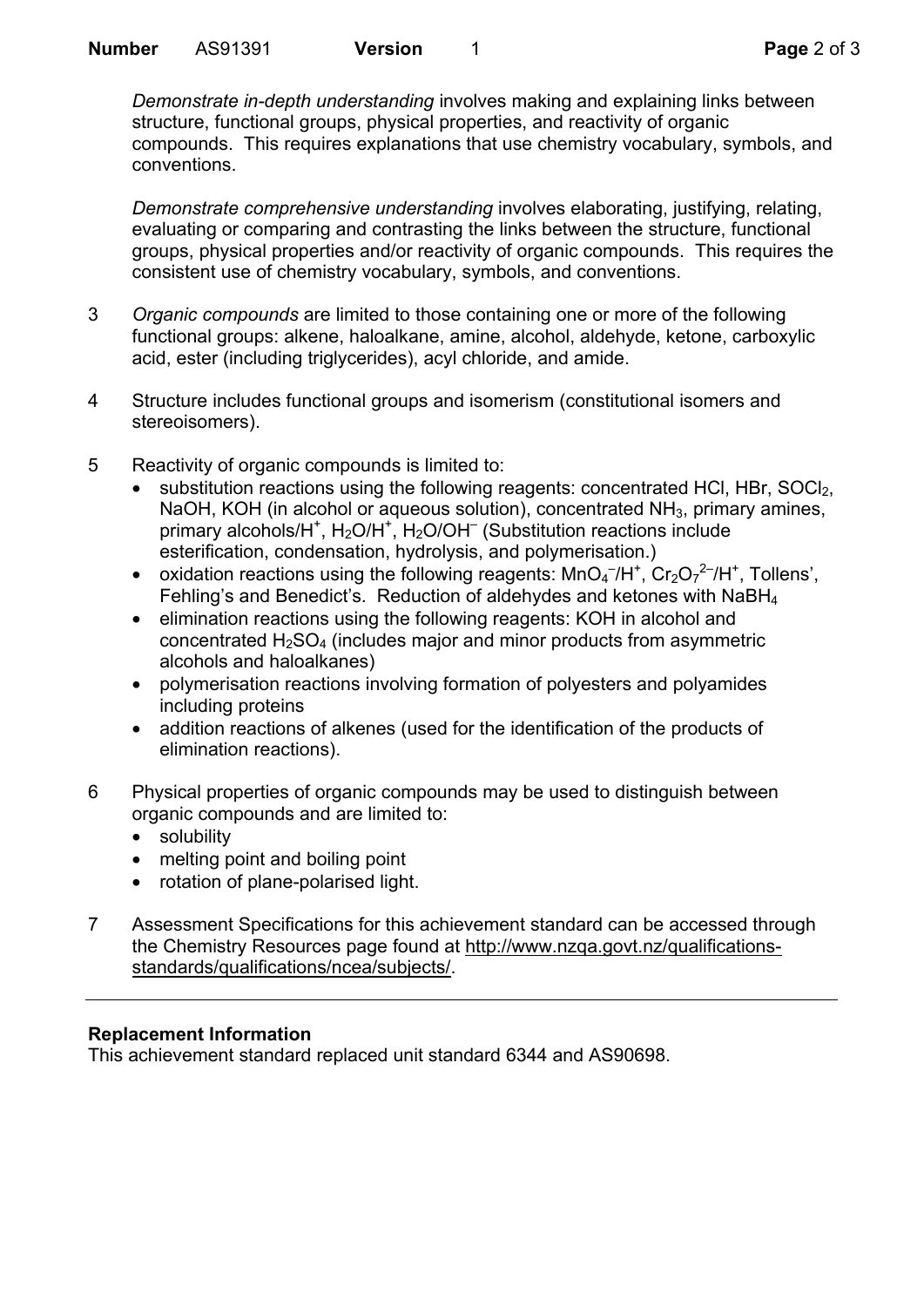*Demonstrate in-depth understanding* involves making and explaining links between structure, functional groups, physical properties, and reactivity of organic compounds. This requires explanations that use chemistry vocabulary, symbols, and conventions.

*Demonstrate comprehensive understanding* involves elaborating, justifying, relating, evaluating or comparing and contrasting the links between the structure, functional groups, physical properties and/or reactivity of organic compounds. This requires the consistent use of chemistry vocabulary, symbols, and conventions.

3 *Organic compounds* are limited to those containing one or more of the following functional groups: alkene, haloalkane, amine, alcohol, aldehyde, ketone, carboxylic acid, ester (including triglycerides), acyl chloride, and amide.

4 Structure includes functional groups and isomerism (constitutional isomers and stereoisomers).

5 Reactivity of organic compounds is limited to:
   - substitution reactions using the following reagents: concentrated HCl, HBr, $SOCl_2$, NaOH, KOH (in alcohol or aqueous solution), concentrated $NH_3$, primary amines, primary alcohols/$H^+$, $H_2O/H^+$, $H_2O/OH^-$ (Substitution reactions include esterification, condensation, hydrolysis, and polymerisation.)
   - oxidation reactions using the following reagents: $MnO_4^-/H^+$, $Cr_2O_7^{2-}/H^+$, Tollens', Fehling's and Benedict's. Reduction of aldehydes and ketones with $NaBH_4$
   - elimination reactions using the following reagents: KOH in alcohol and concentrated $H_2SO_4$ (includes major and minor products from asymmetric alcohols and haloalkanes)
   - polymerisation reactions involving formation of polyesters and polyamides including proteins
   - addition reactions of alkenes (used for the identification of the products of elimination reactions).

6 Physical properties of organic compounds may be used to distinguish between organic compounds and are limited to:
   - solubility
   - melting point and boiling point
   - rotation of plane-polarised light.

7 Assessment Specifications for this achievement standard can be accessed through the Chemistry Resources page found at http://www.nzqa.govt.nz/qualifications-standards/qualifications/ncea/subjects/.

---

**Replacement Information**

This achievement standard replaced unit standard 6344 and AS90698.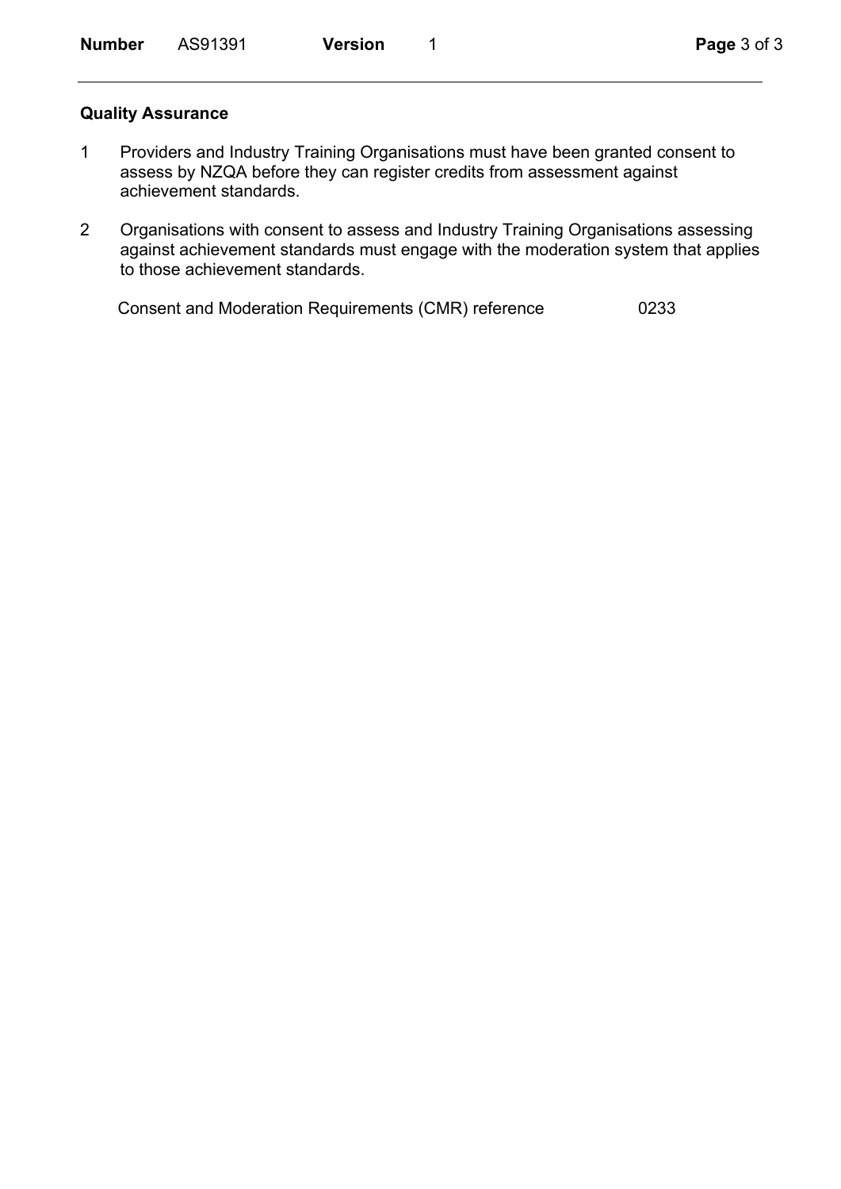**Quality Assurance**

1. Providers and Industry Training Organisations must have been granted consent to assess by NZQA before they can register credits from assessment against achievement standards.

2. Organisations with consent to assess and Industry Training Organisations assessing against achievement standards must engage with the moderation system that applies to those achievement standards.

Consent and Moderation Requirements (CMR) reference 0233